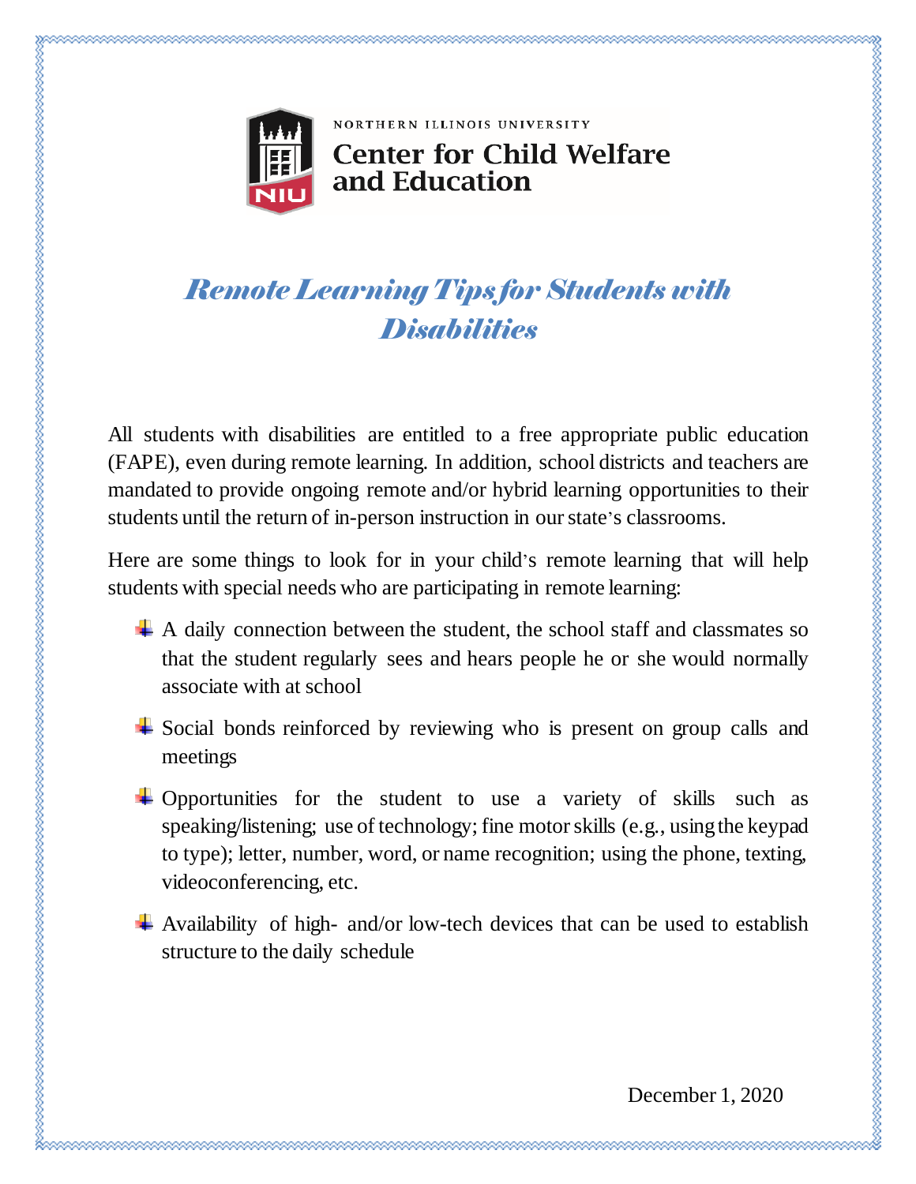NORTHERN ILLINOIS UNIVERSITY

**Center for Child Welfare and Education**

# *Remote Learning Tips for Students with Disabilities*

All students with disabilities are entitled to a free appropriate public education (FAPE), even during remote learning. In addition, school districts and teachers are mandated to provide ongoing remote and/or hybrid learning opportunities to their students until the return of in-person instruction in our state's classrooms.

Here are some things to look for in your child's remote learning that will help students with special needs who are participating in remote learning:

- A daily connection between the student, the school staff and classmates so that the student regularly sees and hears people he or she would normally associate with at school
- Social bonds reinforced by reviewing who is present on group calls and meetings
- Opportunities for the student to use a variety of skills such as speaking/listening; use of technology; fine motor skills (e.g., using the keypad to type); letter, number, word, or name recognition; using the phone, texting, videoconferencing, etc.
- Availability of high- and/or low-tech devices that can be used to establish structure to the daily schedule

December 1, 2020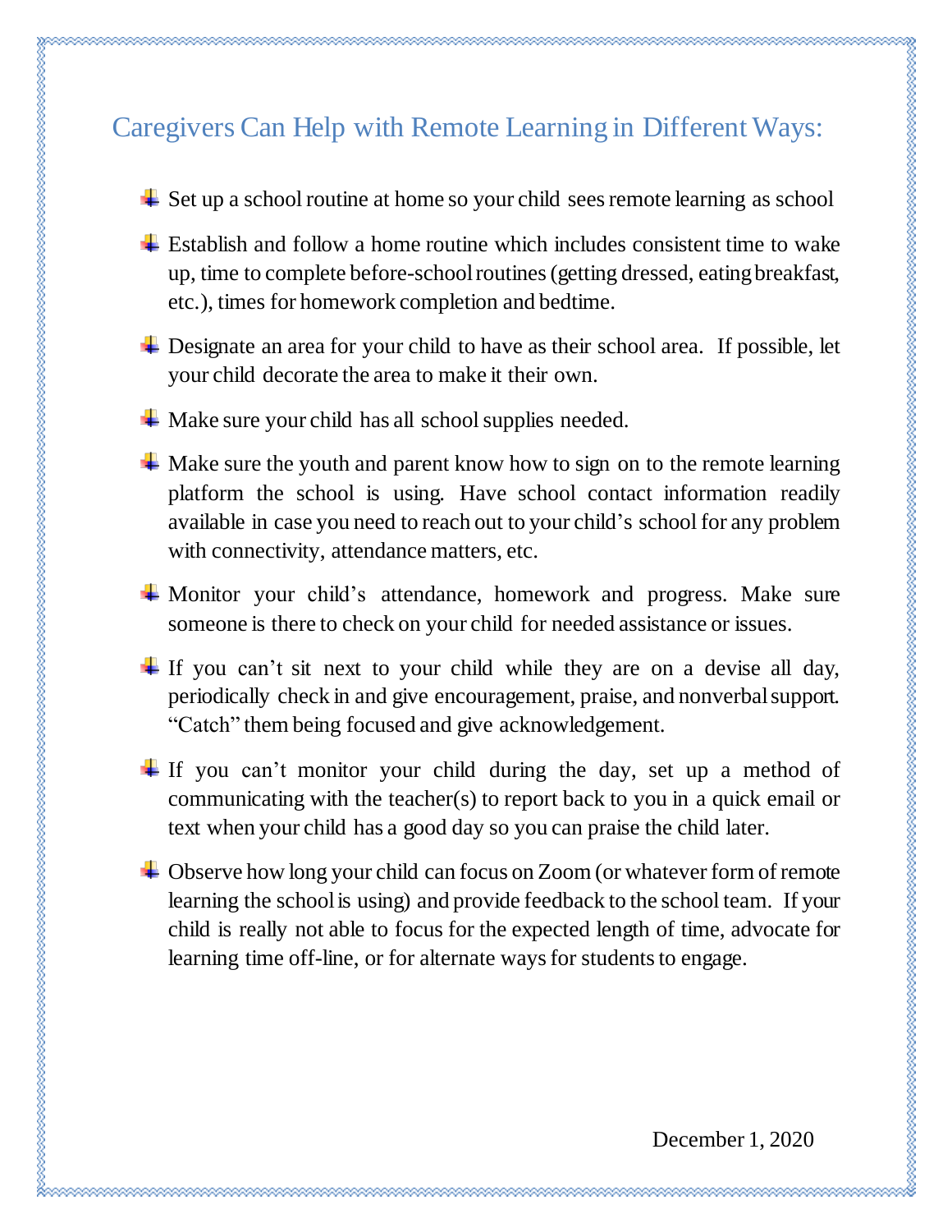## Caregivers Can Help with Remote Learning in Different Ways:

- Set up a school routine at home so your child sees remote learning as school
- Establish and follow a home routine which includes consistent time to wake up, time to complete before-school routines (getting dressed, eating breakfast, etc.), times for homework completion and bedtime.
- Designate an area for your child to have as their school area. If possible, let your child decorate the area to make it their own.
- Make sure your child has all school supplies needed.
- Make sure the youth and parent know how to sign on to the remote learning platform the school is using. Have school contact information readily available in case you need to reach out to your child's school for any problem with connectivity, attendance matters, etc.
- Monitor your child's attendance, homework and progress. Make sure someone is there to check on your child for needed assistance or issues.
- If you can't sit next to your child while they are on a devise all day, periodically check in and give encouragement, praise, and nonverbal support. "Catch" them being focused and give acknowledgement.
- If you can't monitor your child during the day, set up a method of communicating with the teacher(s) to report back to you in a quick email or text when your child has a good day so you can praise the child later.
- Observe how long your child can focus on Zoom (or whatever form of remote learning the school is using) and provide feedback to the school team. If your child is really not able to focus for the expected length of time, advocate for learning time off-line, or for alternate ways for students to engage.

December 1, 2020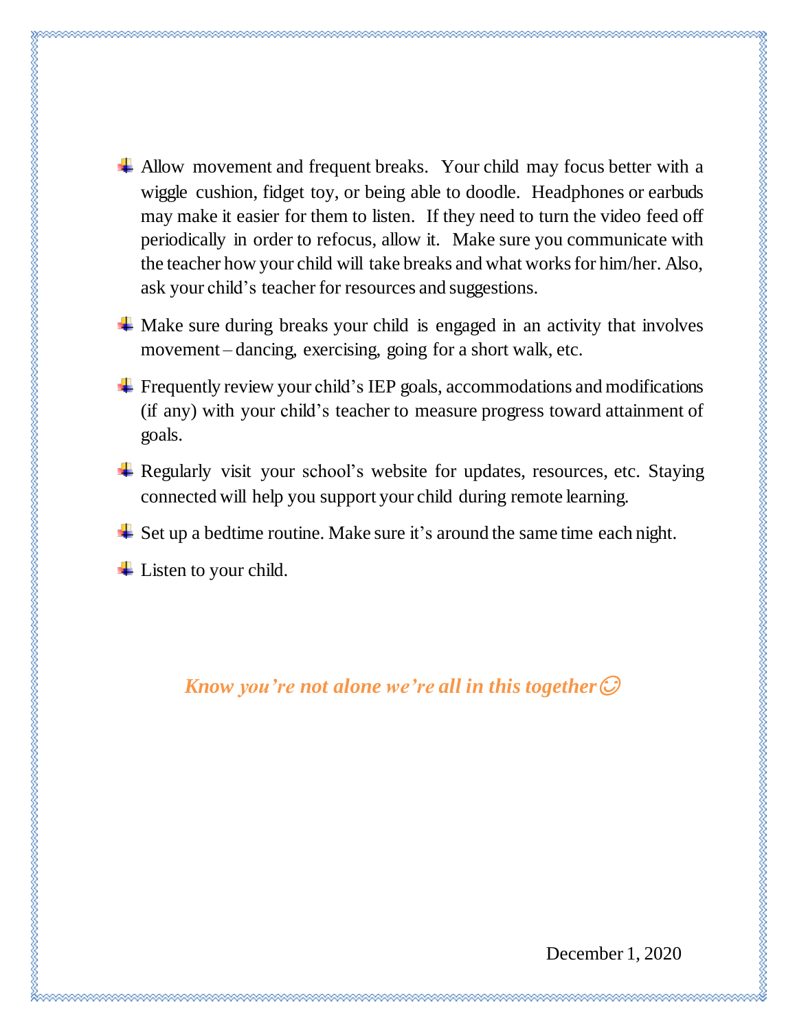- Allow movement and frequent breaks. Your child may focus better with a wiggle cushion, fidget toy, or being able to doodle. Headphones or earbuds may make it easier for them to listen. If they need to turn the video feed off periodically in order to refocus, allow it. Make sure you communicate with the teacher how your child will take breaks and what works for him/her. Also, ask your child's teacher for resources and suggestions.
- Make sure during breaks your child is engaged in an activity that involves movement – dancing, exercising, going for a short walk, etc.
- Frequently review your child's IEP goals, accommodations and modifications (if any) with your child's teacher to measure progress toward attainment of goals.
- Regularly visit your school's website for updates, resources, etc. Staying connected will help you support your child during remote learning.
- Set up a bedtime routine. Make sure it's around the same time each night.
- Listen to your child.

***Know you're not alone we're all in this together*** ☺

December 1, 2020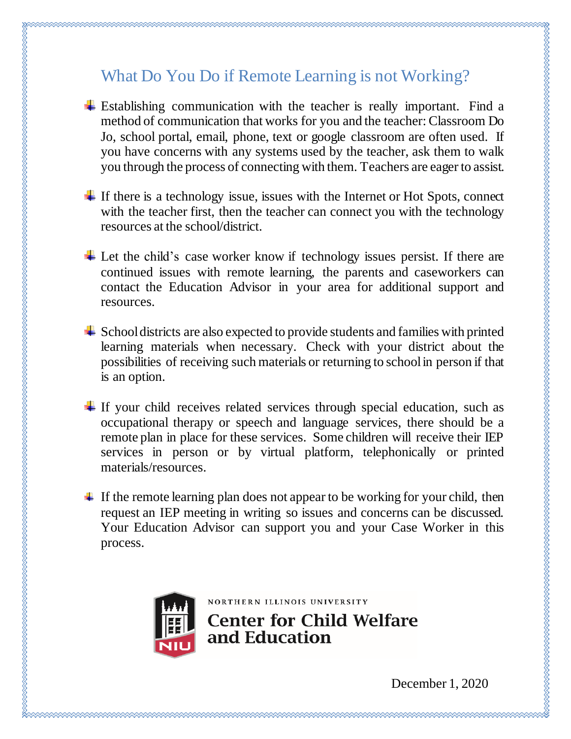## What Do You Do if Remote Learning is not Working?

- Establishing communication with the teacher is really important. Find a method of communication that works for you and the teacher: Classroom Do Jo, school portal, email, phone, text or google classroom are often used. If you have concerns with any systems used by the teacher, ask them to walk you through the process of connecting with them. Teachers are eager to assist.

- If there is a technology issue, issues with the Internet or Hot Spots, connect with the teacher first, then the teacher can connect you with the technology resources at the school/district.

- Let the child's case worker know if technology issues persist. If there are continued issues with remote learning, the parents and caseworkers can contact the Education Advisor in your area for additional support and resources.

- School districts are also expected to provide students and families with printed learning materials when necessary. Check with your district about the possibilities of receiving such materials or returning to school in person if that is an option.

- If your child receives related services through special education, such as occupational therapy or speech and language services, there should be a remote plan in place for these services. Some children will receive their IEP services in person or by virtual platform, telephonically or printed materials/resources.

- If the remote learning plan does not appear to be working for your child, then request an IEP meeting in writing so issues and concerns can be discussed. Your Education Advisor can support you and your Case Worker in this process.

NORTHERN ILLINOIS UNIVERSITY
**Center for Child Welfare and Education**

December 1, 2020